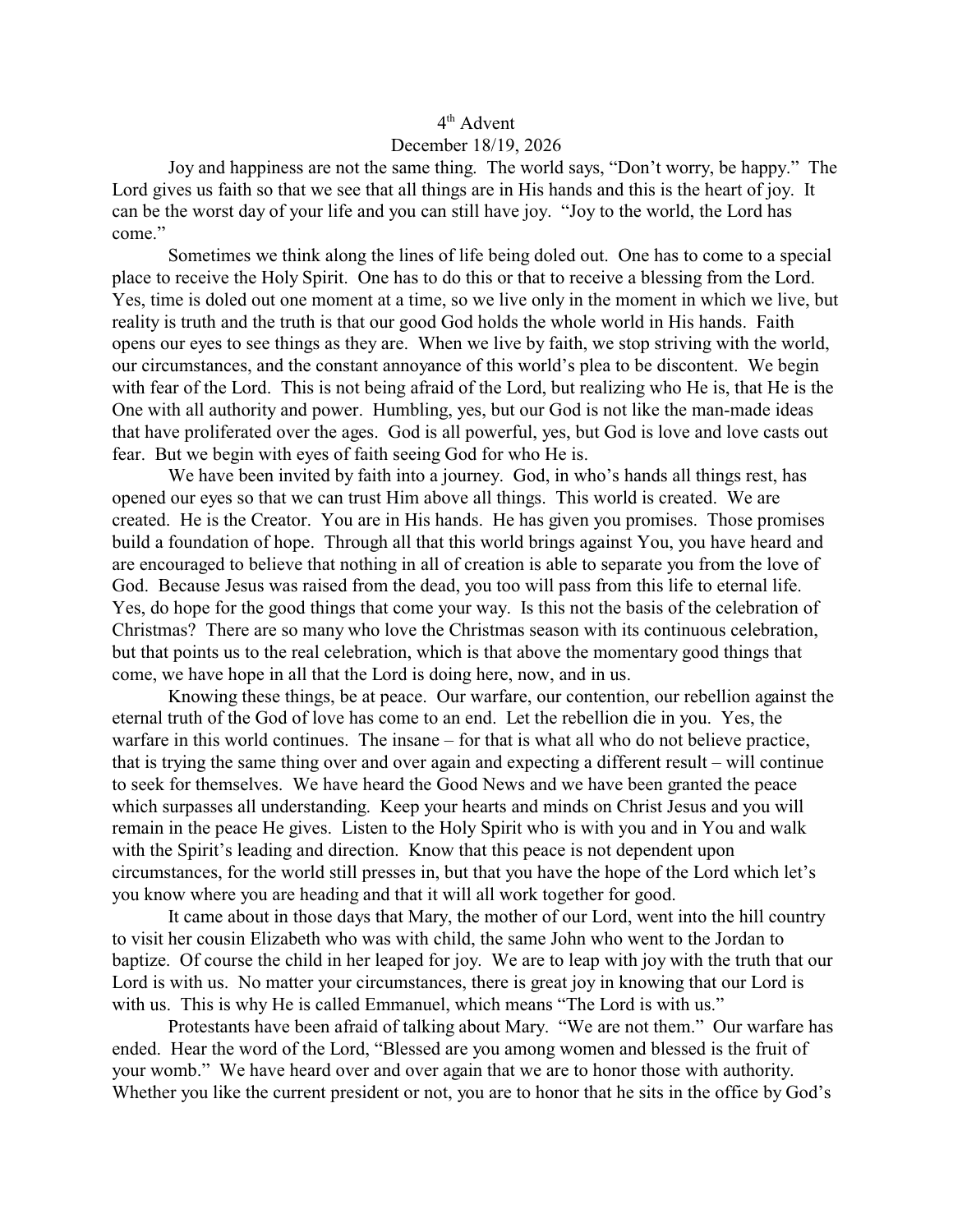# 4th Advent

## December 18/19, 2026

Joy and happiness are not the same thing. The world says, "Don't worry, be happy." The Lord gives us faith so that we see that all things are in His hands and this is the heart of joy. It can be the worst day of your life and you can still have joy. "Joy to the world, the Lord has come."

Sometimes we think along the lines of life being doled out. One has to come to a special place to receive the Holy Spirit. One has to do this or that to receive a blessing from the Lord. Yes, time is doled out one moment at a time, so we live only in the moment in which we live, but reality is truth and the truth is that our good God holds the whole world in His hands. Faith opens our eyes to see things as they are. When we live by faith, we stop striving with the world, our circumstances, and the constant annoyance of this world's plea to be discontent. We begin with fear of the Lord. This is not being afraid of the Lord, but realizing who He is, that He is the One with all authority and power. Humbling, yes, but our God is not like the man-made ideas that have proliferated over the ages. God is all powerful, yes, but God is love and love casts out fear. But we begin with eyes of faith seeing God for who He is.

We have been invited by faith into a journey. God, in who's hands all things rest, has opened our eyes so that we can trust Him above all things. This world is created. We are created. He is the Creator. You are in His hands. He has given you promises. Those promises build a foundation of hope. Through all that this world brings against You, you have heard and are encouraged to believe that nothing in all of creation is able to separate you from the love of God. Because Jesus was raised from the dead, you too will pass from this life to eternal life. Yes, do hope for the good things that come your way. Is this not the basis of the celebration of Christmas? There are so many who love the Christmas season with its continuous celebration, but that points us to the real celebration, which is that above the momentary good things that come, we have hope in all that the Lord is doing here, now, and in us.

Knowing these things, be at peace. Our warfare, our contention, our rebellion against the eternal truth of the God of love has come to an end. Let the rebellion die in you. Yes, the warfare in this world continues. The insane – for that is what all who do not believe practice, that is trying the same thing over and over again and expecting a different result – will continue to seek for themselves. We have heard the Good News and we have been granted the peace which surpasses all understanding. Keep your hearts and minds on Christ Jesus and you will remain in the peace He gives. Listen to the Holy Spirit who is with you and in You and walk with the Spirit's leading and direction. Know that this peace is not dependent upon circumstances, for the world still presses in, but that you have the hope of the Lord which let's you know where you are heading and that it will all work together for good.

It came about in those days that Mary, the mother of our Lord, went into the hill country to visit her cousin Elizabeth who was with child, the same John who went to the Jordan to baptize. Of course the child in her leaped for joy. We are to leap with joy with the truth that our Lord is with us. No matter your circumstances, there is great joy in knowing that our Lord is with us. This is why He is called Emmanuel, which means "The Lord is with us."

Protestants have been afraid of talking about Mary. "We are not them." Our warfare has ended. Hear the word of the Lord, "Blessed are you among women and blessed is the fruit of your womb." We have heard over and over again that we are to honor those with authority. Whether you like the current president or not, you are to honor that he sits in the office by God's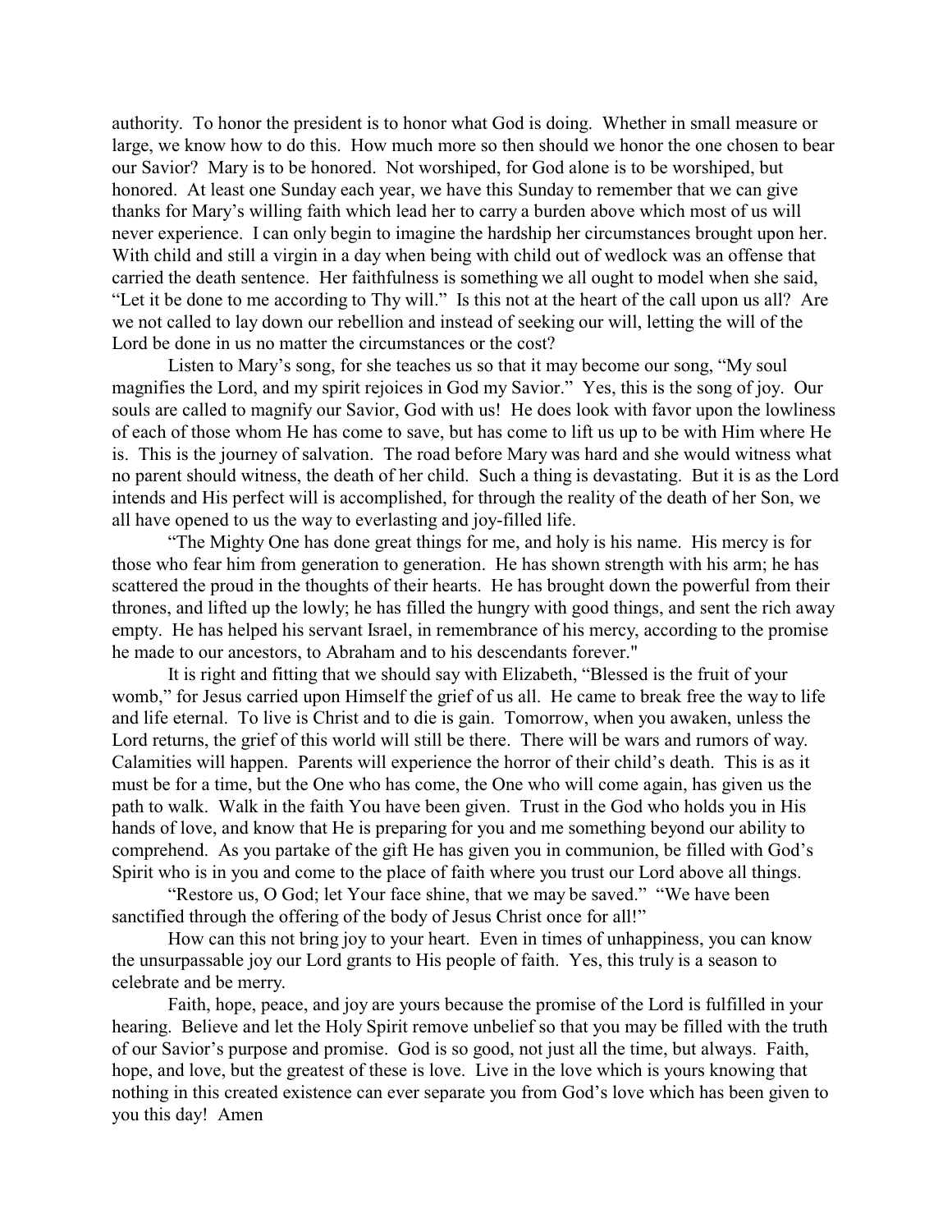authority. To honor the president is to honor what God is doing. Whether in small measure or large, we know how to do this. How much more so then should we honor the one chosen to bear our Savior? Mary is to be honored. Not worshiped, for God alone is to be worshiped, but honored. At least one Sunday each year, we have this Sunday to remember that we can give thanks for Mary's willing faith which lead her to carry a burden above which most of us will never experience. I can only begin to imagine the hardship her circumstances brought upon her. With child and still a virgin in a day when being with child out of wedlock was an offense that carried the death sentence. Her faithfulness is something we all ought to model when she said, "Let it be done to me according to Thy will." Is this not at the heart of the call upon us all? Are we not called to lay down our rebellion and instead of seeking our will, letting the will of the Lord be done in us no matter the circumstances or the cost?

Listen to Mary's song, for she teaches us so that it may become our song, "My soul magnifies the Lord, and my spirit rejoices in God my Savior." Yes, this is the song of joy. Our souls are called to magnify our Savior, God with us! He does look with favor upon the lowliness of each of those whom He has come to save, but has come to lift us up to be with Him where He is. This is the journey of salvation. The road before Mary was hard and she would witness what no parent should witness, the death of her child. Such a thing is devastating. But it is as the Lord intends and His perfect will is accomplished, for through the reality of the death of her Son, we all have opened to us the way to everlasting and joy-filled life.

"The Mighty One has done great things for me, and holy is his name. His mercy is for those who fear him from generation to generation. He has shown strength with his arm; he has scattered the proud in the thoughts of their hearts. He has brought down the powerful from their thrones, and lifted up the lowly; he has filled the hungry with good things, and sent the rich away empty. He has helped his servant Israel, in remembrance of his mercy, according to the promise he made to our ancestors, to Abraham and to his descendants forever."

It is right and fitting that we should say with Elizabeth, "Blessed is the fruit of your womb," for Jesus carried upon Himself the grief of us all. He came to break free the way to life and life eternal. To live is Christ and to die is gain. Tomorrow, when you awaken, unless the Lord returns, the grief of this world will still be there. There will be wars and rumors of way. Calamities will happen. Parents will experience the horror of their child's death. This is as it must be for a time, but the One who has come, the One who will come again, has given us the path to walk. Walk in the faith You have been given. Trust in the God who holds you in His hands of love, and know that He is preparing for you and me something beyond our ability to comprehend. As you partake of the gift He has given you in communion, be filled with God's Spirit who is in you and come to the place of faith where you trust our Lord above all things.

"Restore us, O God; let Your face shine, that we may be saved." "We have been sanctified through the offering of the body of Jesus Christ once for all!"

How can this not bring joy to your heart. Even in times of unhappiness, you can know the unsurpassable joy our Lord grants to His people of faith. Yes, this truly is a season to celebrate and be merry.

Faith, hope, peace, and joy are yours because the promise of the Lord is fulfilled in your hearing. Believe and let the Holy Spirit remove unbelief so that you may be filled with the truth of our Savior's purpose and promise. God is so good, not just all the time, but always. Faith, hope, and love, but the greatest of these is love. Live in the love which is yours knowing that nothing in this created existence can ever separate you from God's love which has been given to you this day! Amen